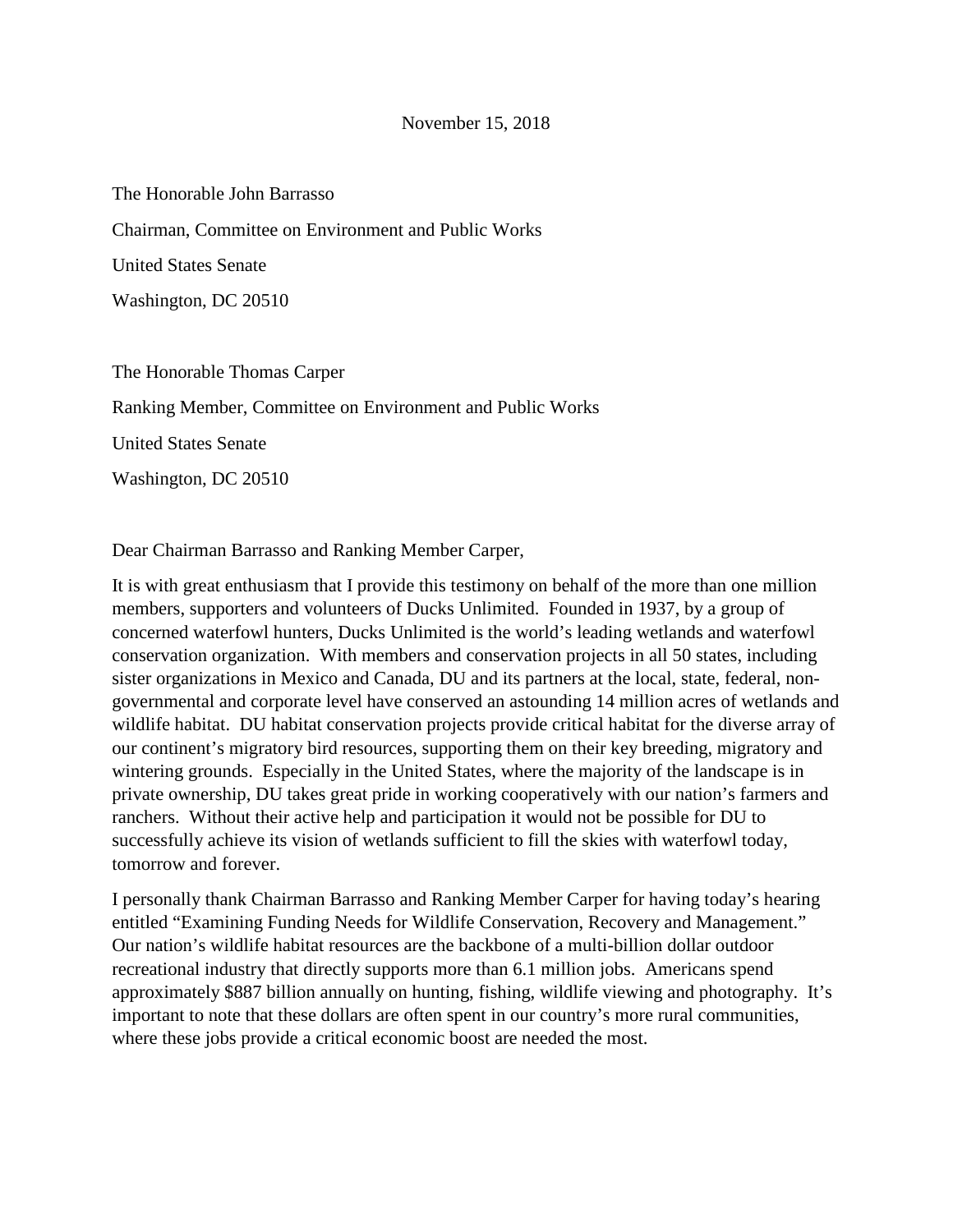November 15, 2018

The Honorable John Barrasso

Chairman, Committee on Environment and Public Works

United States Senate

Washington, DC 20510

The Honorable Thomas Carper

Ranking Member, Committee on Environment and Public Works

United States Senate

Washington, DC 20510

Dear Chairman Barrasso and Ranking Member Carper,

It is with great enthusiasm that I provide this testimony on behalf of the more than one million members, supporters and volunteers of Ducks Unlimited. Founded in 1937, by a group of concerned waterfowl hunters, Ducks Unlimited is the world's leading wetlands and waterfowl conservation organization. With members and conservation projects in all 50 states, including sister organizations in Mexico and Canada, DU and its partners at the local, state, federal, non-governmental and corporate level have conserved an astounding 14 million acres of wetlands and wildlife habitat. DU habitat conservation projects provide critical habitat for the diverse array of our continent's migratory bird resources, supporting them on their key breeding, migratory and wintering grounds. Especially in the United States, where the majority of the landscape is in private ownership, DU takes great pride in working cooperatively with our nation's farmers and ranchers. Without their active help and participation it would not be possible for DU to successfully achieve its vision of wetlands sufficient to fill the skies with waterfowl today, tomorrow and forever.

I personally thank Chairman Barrasso and Ranking Member Carper for having today's hearing entitled "Examining Funding Needs for Wildlife Conservation, Recovery and Management." Our nation's wildlife habitat resources are the backbone of a multi-billion dollar outdoor recreational industry that directly supports more than 6.1 million jobs. Americans spend approximately $887 billion annually on hunting, fishing, wildlife viewing and photography. It's important to note that these dollars are often spent in our country's more rural communities, where these jobs provide a critical economic boost are needed the most.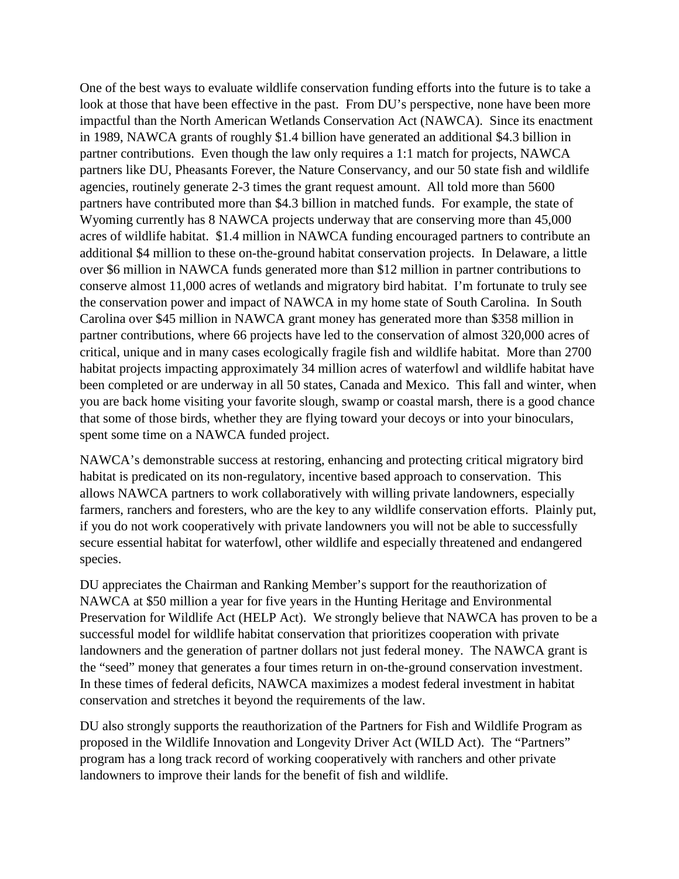One of the best ways to evaluate wildlife conservation funding efforts into the future is to take a look at those that have been effective in the past. From DU's perspective, none have been more impactful than the North American Wetlands Conservation Act (NAWCA). Since its enactment in 1989, NAWCA grants of roughly $1.4 billion have generated an additional $4.3 billion in partner contributions. Even though the law only requires a 1:1 match for projects, NAWCA partners like DU, Pheasants Forever, the Nature Conservancy, and our 50 state fish and wildlife agencies, routinely generate 2-3 times the grant request amount. All told more than 5600 partners have contributed more than $4.3 billion in matched funds. For example, the state of Wyoming currently has 8 NAWCA projects underway that are conserving more than 45,000 acres of wildlife habitat. $1.4 million in NAWCA funding encouraged partners to contribute an additional $4 million to these on-the-ground habitat conservation projects. In Delaware, a little over $6 million in NAWCA funds generated more than $12 million in partner contributions to conserve almost 11,000 acres of wetlands and migratory bird habitat. I'm fortunate to truly see the conservation power and impact of NAWCA in my home state of South Carolina. In South Carolina over $45 million in NAWCA grant money has generated more than $358 million in partner contributions, where 66 projects have led to the conservation of almost 320,000 acres of critical, unique and in many cases ecologically fragile fish and wildlife habitat. More than 2700 habitat projects impacting approximately 34 million acres of waterfowl and wildlife habitat have been completed or are underway in all 50 states, Canada and Mexico. This fall and winter, when you are back home visiting your favorite slough, swamp or coastal marsh, there is a good chance that some of those birds, whether they are flying toward your decoys or into your binoculars, spent some time on a NAWCA funded project.

NAWCA's demonstrable success at restoring, enhancing and protecting critical migratory bird habitat is predicated on its non-regulatory, incentive based approach to conservation. This allows NAWCA partners to work collaboratively with willing private landowners, especially farmers, ranchers and foresters, who are the key to any wildlife conservation efforts. Plainly put, if you do not work cooperatively with private landowners you will not be able to successfully secure essential habitat for waterfowl, other wildlife and especially threatened and endangered species.

DU appreciates the Chairman and Ranking Member's support for the reauthorization of NAWCA at $50 million a year for five years in the Hunting Heritage and Environmental Preservation for Wildlife Act (HELP Act). We strongly believe that NAWCA has proven to be a successful model for wildlife habitat conservation that prioritizes cooperation with private landowners and the generation of partner dollars not just federal money. The NAWCA grant is the "seed" money that generates a four times return in on-the-ground conservation investment. In these times of federal deficits, NAWCA maximizes a modest federal investment in habitat conservation and stretches it beyond the requirements of the law.

DU also strongly supports the reauthorization of the Partners for Fish and Wildlife Program as proposed in the Wildlife Innovation and Longevity Driver Act (WILD Act). The "Partners" program has a long track record of working cooperatively with ranchers and other private landowners to improve their lands for the benefit of fish and wildlife.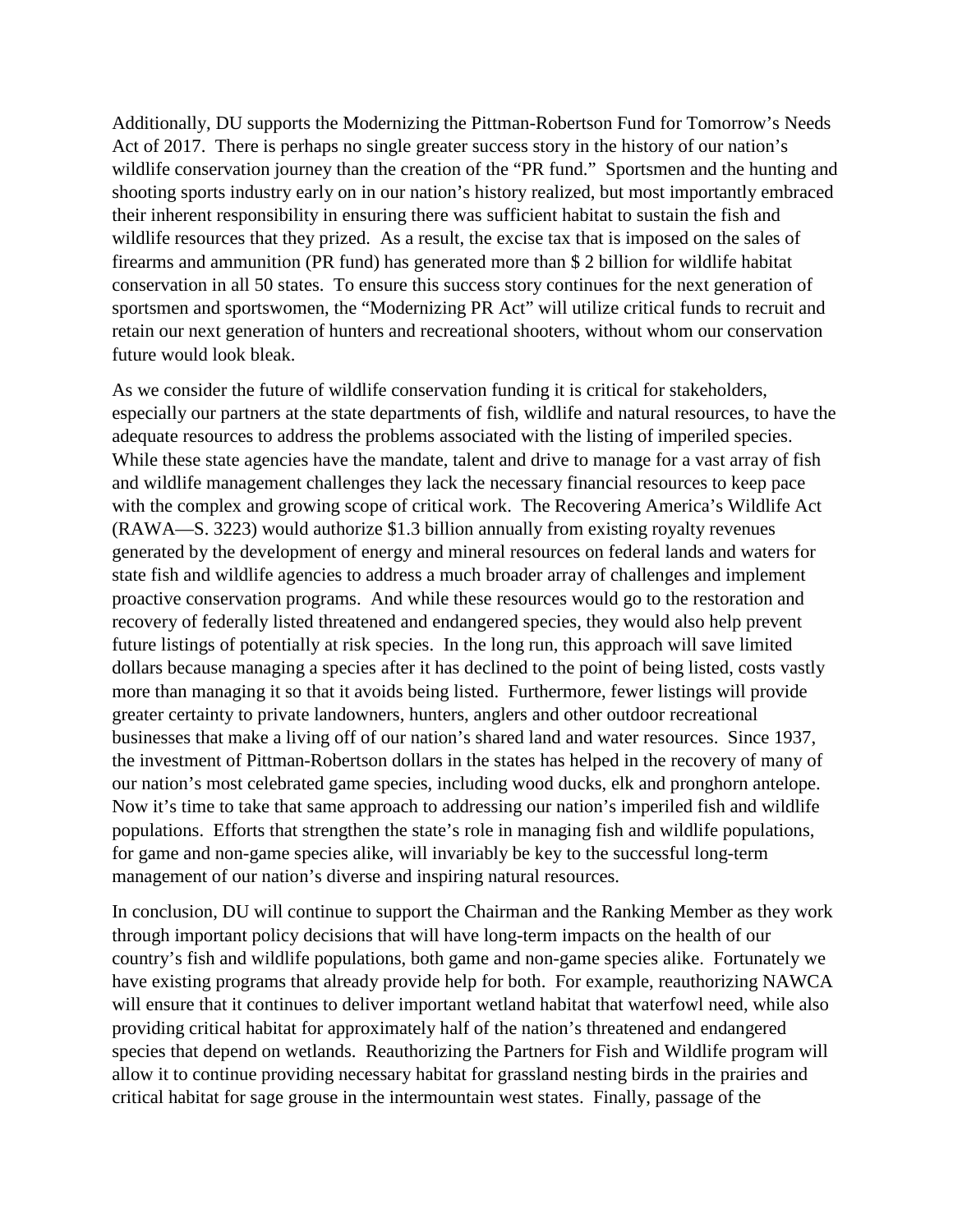Additionally, DU supports the Modernizing the Pittman-Robertson Fund for Tomorrow's Needs Act of 2017. There is perhaps no single greater success story in the history of our nation's wildlife conservation journey than the creation of the "PR fund." Sportsmen and the hunting and shooting sports industry early on in our nation's history realized, but most importantly embraced their inherent responsibility in ensuring there was sufficient habitat to sustain the fish and wildlife resources that they prized. As a result, the excise tax that is imposed on the sales of firearms and ammunition (PR fund) has generated more than $ 2 billion for wildlife habitat conservation in all 50 states. To ensure this success story continues for the next generation of sportsmen and sportswomen, the "Modernizing PR Act" will utilize critical funds to recruit and retain our next generation of hunters and recreational shooters, without whom our conservation future would look bleak.

As we consider the future of wildlife conservation funding it is critical for stakeholders, especially our partners at the state departments of fish, wildlife and natural resources, to have the adequate resources to address the problems associated with the listing of imperiled species. While these state agencies have the mandate, talent and drive to manage for a vast array of fish and wildlife management challenges they lack the necessary financial resources to keep pace with the complex and growing scope of critical work. The Recovering America's Wildlife Act (RAWA—S. 3223) would authorize $1.3 billion annually from existing royalty revenues generated by the development of energy and mineral resources on federal lands and waters for state fish and wildlife agencies to address a much broader array of challenges and implement proactive conservation programs. And while these resources would go to the restoration and recovery of federally listed threatened and endangered species, they would also help prevent future listings of potentially at risk species. In the long run, this approach will save limited dollars because managing a species after it has declined to the point of being listed, costs vastly more than managing it so that it avoids being listed. Furthermore, fewer listings will provide greater certainty to private landowners, hunters, anglers and other outdoor recreational businesses that make a living off of our nation's shared land and water resources. Since 1937, the investment of Pittman-Robertson dollars in the states has helped in the recovery of many of our nation's most celebrated game species, including wood ducks, elk and pronghorn antelope. Now it's time to take that same approach to addressing our nation's imperiled fish and wildlife populations. Efforts that strengthen the state's role in managing fish and wildlife populations, for game and non-game species alike, will invariably be key to the successful long-term management of our nation's diverse and inspiring natural resources.

In conclusion, DU will continue to support the Chairman and the Ranking Member as they work through important policy decisions that will have long-term impacts on the health of our country's fish and wildlife populations, both game and non-game species alike. Fortunately we have existing programs that already provide help for both. For example, reauthorizing NAWCA will ensure that it continues to deliver important wetland habitat that waterfowl need, while also providing critical habitat for approximately half of the nation's threatened and endangered species that depend on wetlands. Reauthorizing the Partners for Fish and Wildlife program will allow it to continue providing necessary habitat for grassland nesting birds in the prairies and critical habitat for sage grouse in the intermountain west states. Finally, passage of the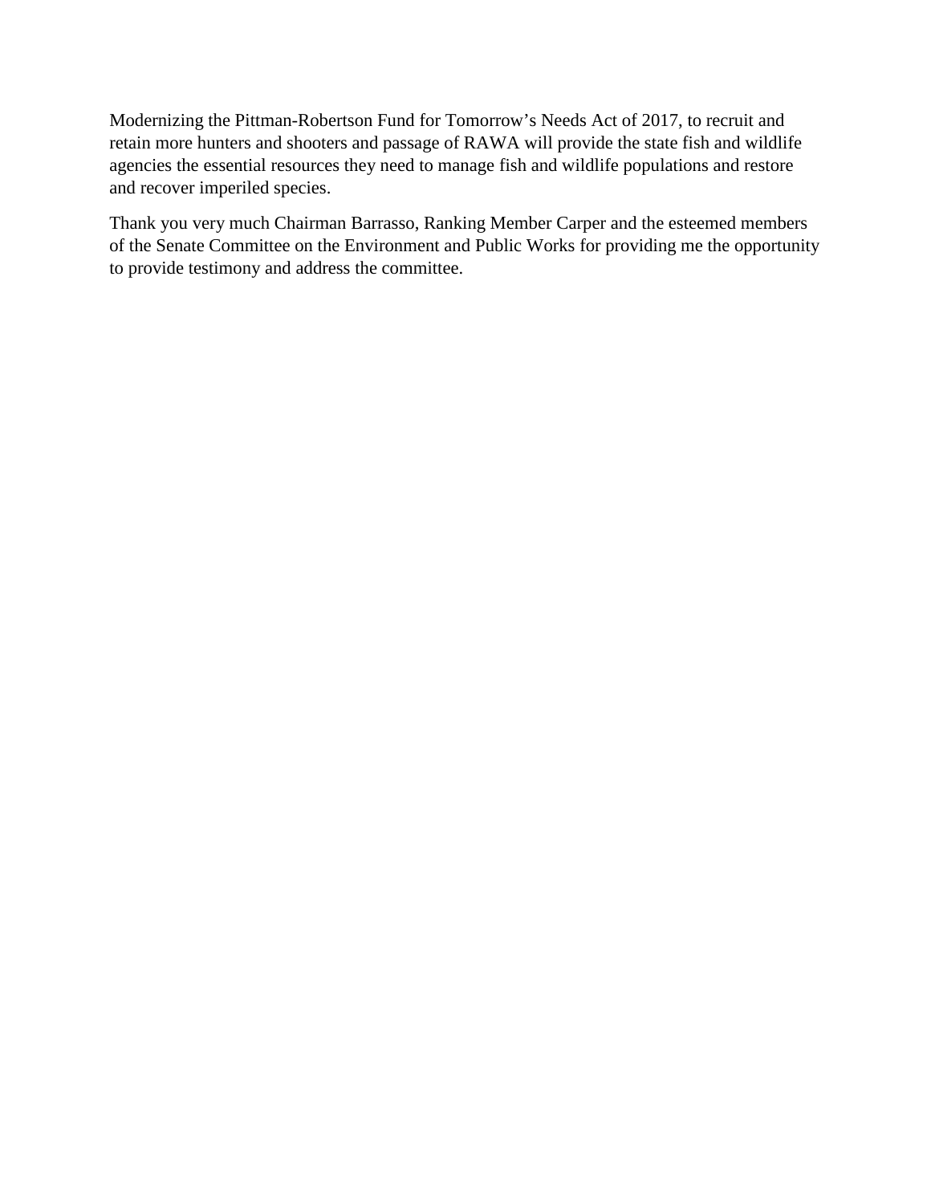Modernizing the Pittman-Robertson Fund for Tomorrow's Needs Act of 2017, to recruit and retain more hunters and shooters and passage of RAWA will provide the state fish and wildlife agencies the essential resources they need to manage fish and wildlife populations and restore and recover imperiled species.

Thank you very much Chairman Barrasso, Ranking Member Carper and the esteemed members of the Senate Committee on the Environment and Public Works for providing me the opportunity to provide testimony and address the committee.